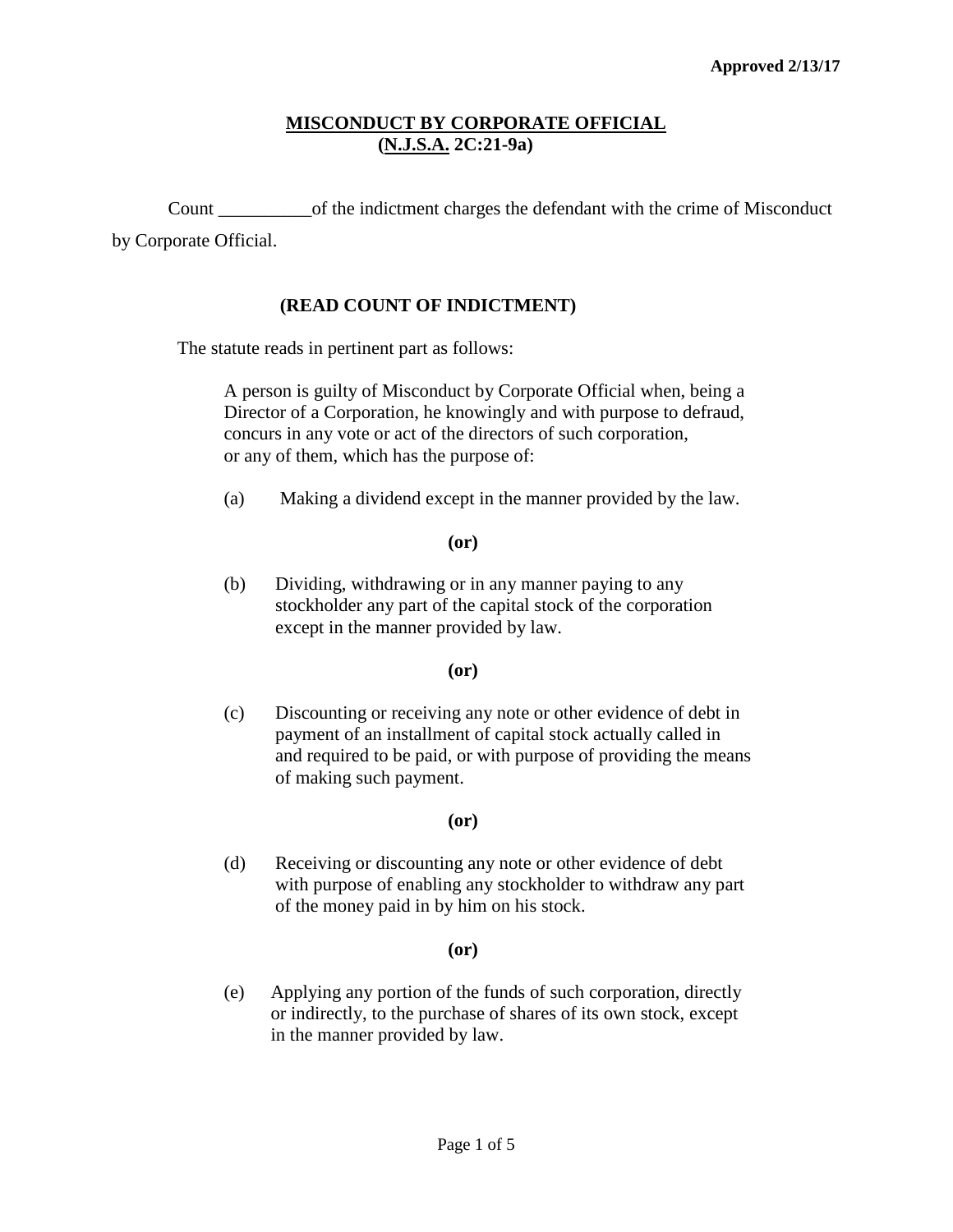**Approved 2/13/17**

# MISCONDUCT BY CORPORATE OFFICIAL
## (N.J.S.A. 2C:21-9a)

Count __________ of the indictment charges the defendant with the crime of Misconduct by Corporate Official.

**(READ COUNT OF INDICTMENT)**

The statute reads in pertinent part as follows:

> A person is guilty of Misconduct by Corporate Official when, being a Director of a Corporation, he knowingly and with purpose to defraud, concurs in any vote or act of the directors of such corporation, or any of them, which has the purpose of:
>
> (a) Making a dividend except in the manner provided by the law.
>
> **(or)**
>
> (b) Dividing, withdrawing or in any manner paying to any stockholder any part of the capital stock of the corporation except in the manner provided by law.
>
> **(or)**
>
> (c) Discounting or receiving any note or other evidence of debt in payment of an installment of capital stock actually called in and required to be paid, or with purpose of providing the means of making such payment.
>
> **(or)**
>
> (d) Receiving or discounting any note or other evidence of debt with purpose of enabling any stockholder to withdraw any part of the money paid in by him on his stock.
>
> **(or)**
>
> (e) Applying any portion of the funds of such corporation, directly or indirectly, to the purchase of shares of its own stock, except in the manner provided by law.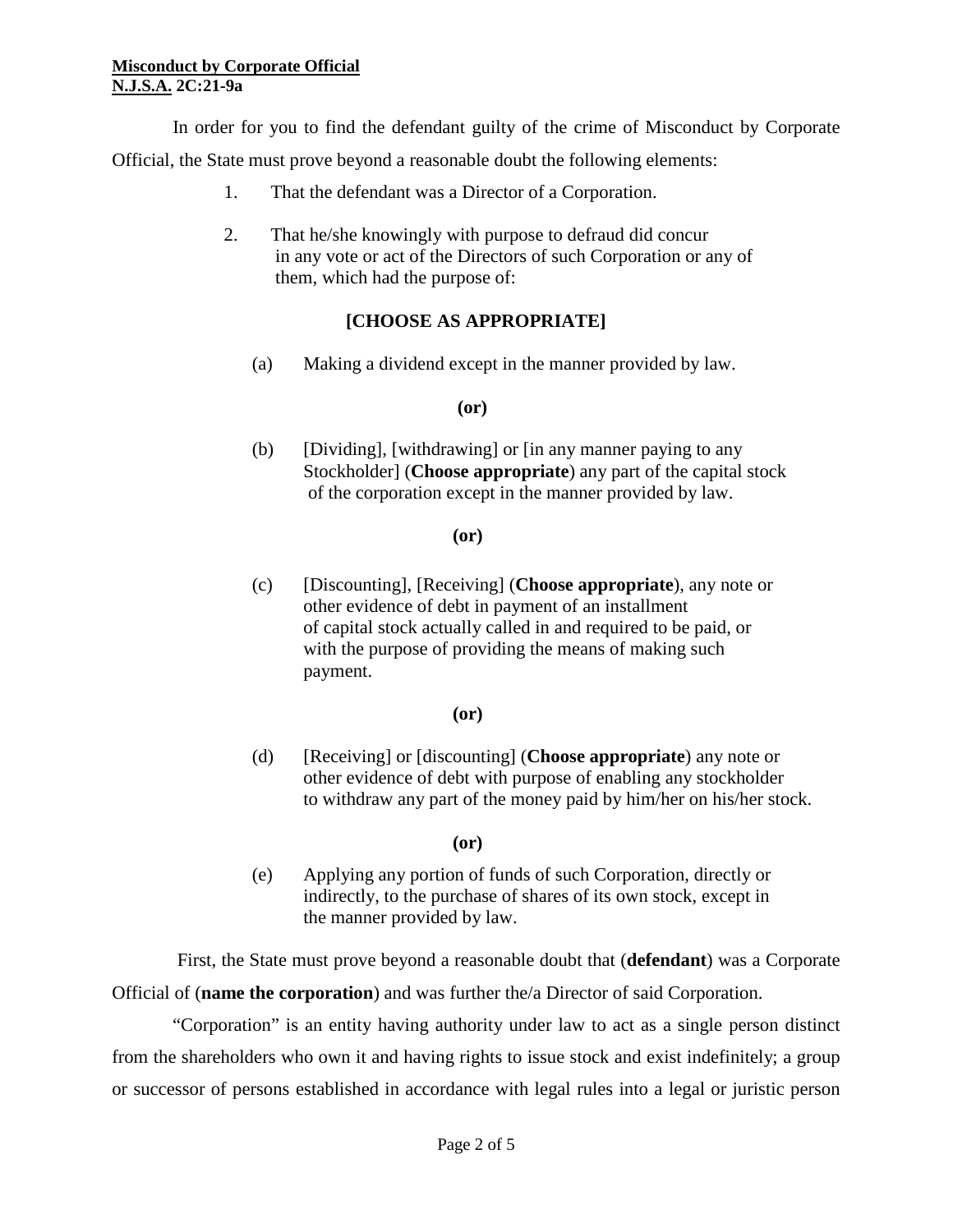**Misconduct by Corporate Official**
**N.J.S.A. 2C:21-9a**

In order for you to find the defendant guilty of the crime of Misconduct by Corporate Official, the State must prove beyond a reasonable doubt the following elements:

1. That the defendant was a Director of a Corporation.

2. That he/she knowingly with purpose to defraud did concur in any vote or act of the Directors of such Corporation or any of them, which had the purpose of:

**[CHOOSE AS APPROPRIATE]**

(a) Making a dividend except in the manner provided by law.

**(or)**

(b) [Dividing], [withdrawing] or [in any manner paying to any Stockholder] (**Choose appropriate**) any part of the capital stock of the corporation except in the manner provided by law.

**(or)**

(c) [Discounting], [Receiving] (**Choose appropriate**), any note or other evidence of debt in payment of an installment of capital stock actually called in and required to be paid, or with the purpose of providing the means of making such payment.

**(or)**

(d) [Receiving] or [discounting] (**Choose appropriate**) any note or other evidence of debt with purpose of enabling any stockholder to withdraw any part of the money paid by him/her on his/her stock.

**(or)**

(e) Applying any portion of funds of such Corporation, directly or indirectly, to the purchase of shares of its own stock, except in the manner provided by law.

First, the State must prove beyond a reasonable doubt that (**defendant**) was a Corporate Official of (**name the corporation**) and was further the/a Director of said Corporation.

"Corporation" is an entity having authority under law to act as a single person distinct from the shareholders who own it and having rights to issue stock and exist indefinitely; a group or successor of persons established in accordance with legal rules into a legal or juristic person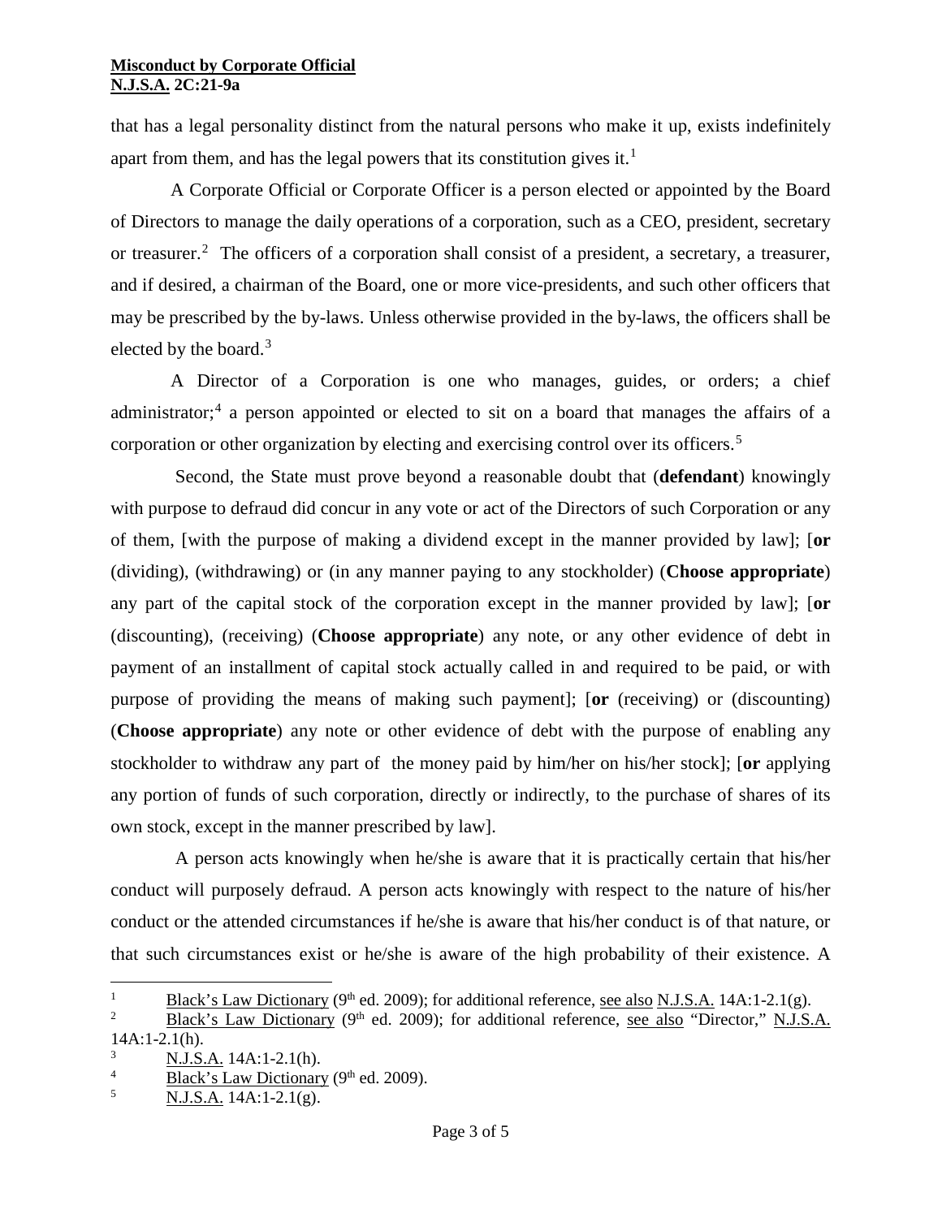that has a legal personality distinct from the natural persons who make it up, exists indefinitely apart from them, and has the legal powers that its constitution gives it.[1]

A Corporate Official or Corporate Officer is a person elected or appointed by the Board of Directors to manage the daily operations of a corporation, such as a CEO, president, secretary or treasurer.[2] The officers of a corporation shall consist of a president, a secretary, a treasurer, and if desired, a chairman of the Board, one or more vice-presidents, and such other officers that may be prescribed by the by-laws. Unless otherwise provided in the by-laws, the officers shall be elected by the board.[3]

A Director of a Corporation is one who manages, guides, or orders; a chief administrator;[4] a person appointed or elected to sit on a board that manages the affairs of a corporation or other organization by electing and exercising control over its officers.[5]

Second, the State must prove beyond a reasonable doubt that (**defendant**) knowingly with purpose to defraud did concur in any vote or act of the Directors of such Corporation or any of them, [with the purpose of making a dividend except in the manner provided by law]; [**or** (dividing), (withdrawing) or (in any manner paying to any stockholder) (**Choose appropriate**) any part of the capital stock of the corporation except in the manner provided by law]; [**or** (discounting), (receiving) (**Choose appropriate**) any note, or any other evidence of debt in payment of an installment of capital stock actually called in and required to be paid, or with purpose of providing the means of making such payment]; [**or** (receiving) or (discounting) (**Choose appropriate**) any note or other evidence of debt with the purpose of enabling any stockholder to withdraw any part of the money paid by him/her on his/her stock]; [**or** applying any portion of funds of such corporation, directly or indirectly, to the purchase of shares of its own stock, except in the manner prescribed by law].

A person acts knowingly when he/she is aware that it is practically certain that his/her conduct will purposely defraud. A person acts knowingly with respect to the nature of his/her conduct or the attended circumstances if he/she is aware that his/her conduct is of that nature, or that such circumstances exist or he/she is aware of the high probability of their existence. A

---

[1] Black's Law Dictionary (9th ed. 2009); for additional reference, see also N.J.S.A. 14A:1-2.1(g).

[2] Black's Law Dictionary (9th ed. 2009); for additional reference, see also "Director," N.J.S.A. 14A:1-2.1(h).

[3] N.J.S.A. 14A:1-2.1(h).

[4] Black's Law Dictionary (9th ed. 2009).

[5] N.J.S.A. 14A:1-2.1(g).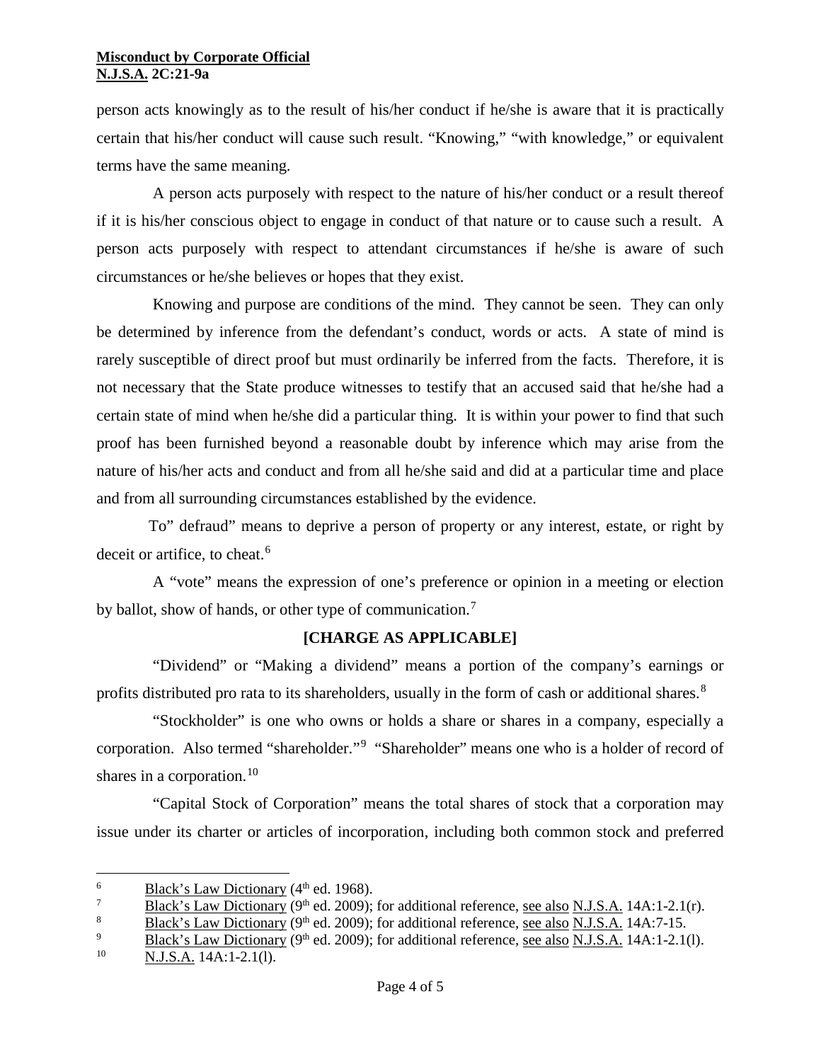person acts knowingly as to the result of his/her conduct if he/she is aware that it is practically certain that his/her conduct will cause such result. "Knowing," "with knowledge," or equivalent terms have the same meaning.

A person acts purposely with respect to the nature of his/her conduct or a result thereof if it is his/her conscious object to engage in conduct of that nature or to cause such a result. A person acts purposely with respect to attendant circumstances if he/she is aware of such circumstances or he/she believes or hopes that they exist.

Knowing and purpose are conditions of the mind. They cannot be seen. They can only be determined by inference from the defendant's conduct, words or acts. A state of mind is rarely susceptible of direct proof but must ordinarily be inferred from the facts. Therefore, it is not necessary that the State produce witnesses to testify that an accused said that he/she had a certain state of mind when he/she did a particular thing. It is within your power to find that such proof has been furnished beyond a reasonable doubt by inference which may arise from the nature of his/her acts and conduct and from all he/she said and did at a particular time and place and from all surrounding circumstances established by the evidence.

To" defraud" means to deprive a person of property or any interest, estate, or right by deceit or artifice, to cheat.[6]

A "vote" means the expression of one's preference or opinion in a meeting or election by ballot, show of hands, or other type of communication.[7]

**[CHARGE AS APPLICABLE]**

"Dividend" or "Making a dividend" means a portion of the company's earnings or profits distributed pro rata to its shareholders, usually in the form of cash or additional shares.[8]

"Stockholder" is one who owns or holds a share or shares in a company, especially a corporation. Also termed "shareholder."[9] "Shareholder" means one who is a holder of record of shares in a corporation.[10]

"Capital Stock of Corporation" means the total shares of stock that a corporation may issue under its charter or articles of incorporation, including both common stock and preferred

---

[6] Black's Law Dictionary (4th ed. 1968).

[7] Black's Law Dictionary (9th ed. 2009); for additional reference, see also N.J.S.A. 14A:1-2.1(r).

[8] Black's Law Dictionary (9th ed. 2009); for additional reference, see also N.J.S.A. 14A:7-15.

[9] Black's Law Dictionary (9th ed. 2009); for additional reference, see also N.J.S.A. 14A:1-2.1(l).

[10] N.J.S.A. 14A:1-2.1(l).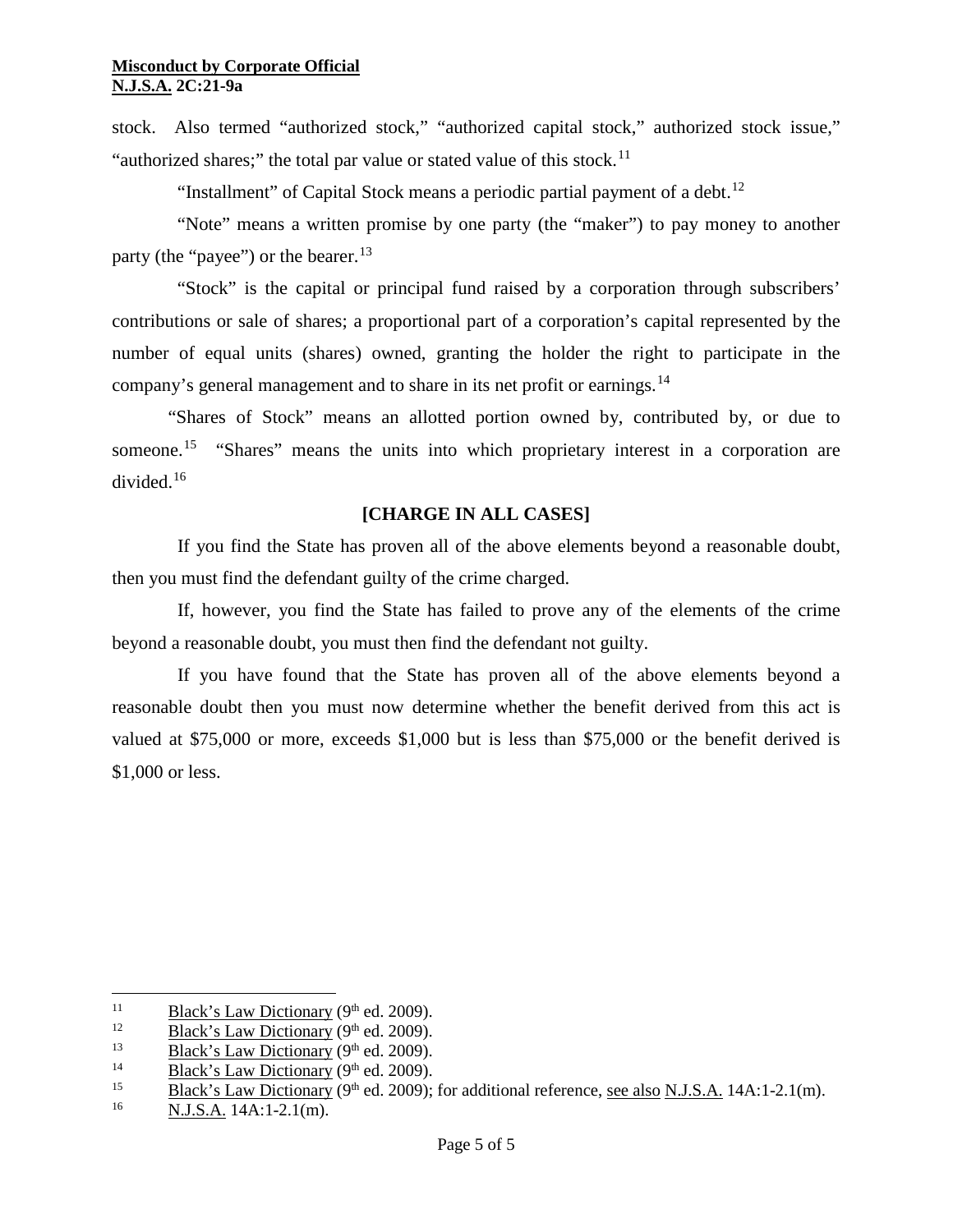stock. Also termed "authorized stock," "authorized capital stock," authorized stock issue," "authorized shares;" the total par value or stated value of this stock.[11]

"Installment" of Capital Stock means a periodic partial payment of a debt.[12]

"Note" means a written promise by one party (the "maker") to pay money to another party (the "payee") or the bearer.[13]

"Stock" is the capital or principal fund raised by a corporation through subscribers' contributions or sale of shares; a proportional part of a corporation's capital represented by the number of equal units (shares) owned, granting the holder the right to participate in the company's general management and to share in its net profit or earnings.[14]

"Shares of Stock" means an allotted portion owned by, contributed by, or due to someone.[15] "Shares" means the units into which proprietary interest in a corporation are divided.[16]

**[CHARGE IN ALL CASES]**

If you find the State has proven all of the above elements beyond a reasonable doubt, then you must find the defendant guilty of the crime charged.

If, however, you find the State has failed to prove any of the elements of the crime beyond a reasonable doubt, you must then find the defendant not guilty.

If you have found that the State has proven all of the above elements beyond a reasonable doubt then you must now determine whether the benefit derived from this act is valued at $75,000 or more, exceeds $1,000 but is less than $75,000 or the benefit derived is $1,000 or less.

---

[11] Black's Law Dictionary (9th ed. 2009).

[12] Black's Law Dictionary (9th ed. 2009).

[13] Black's Law Dictionary (9th ed. 2009).

[14] Black's Law Dictionary (9th ed. 2009).

[15] Black's Law Dictionary (9th ed. 2009); for additional reference, see also N.J.S.A. 14A:1-2.1(m).

[16] N.J.S.A. 14A:1-2.1(m).